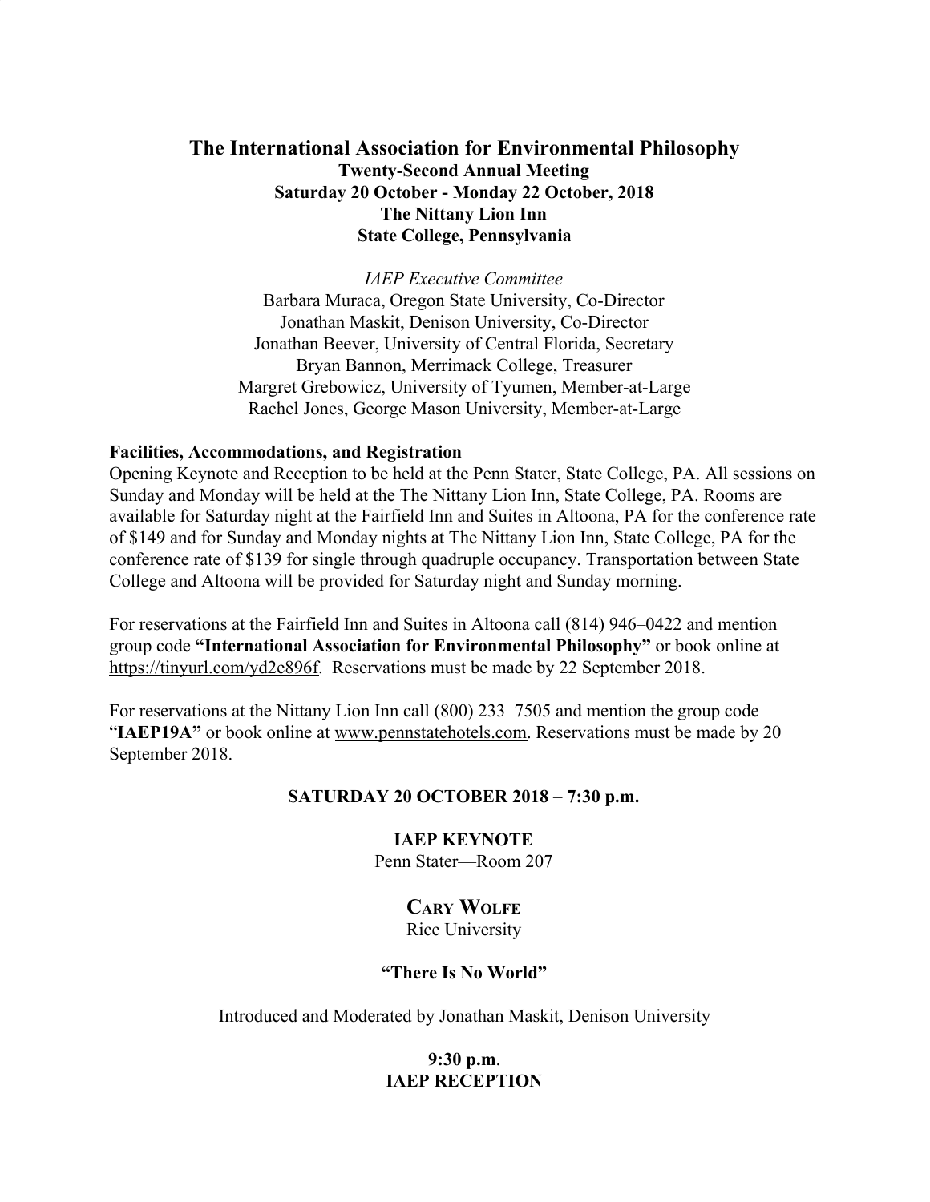# The International Association for Environmental Philosophy

**Twenty-Second Annual Meeting**
**Saturday 20 October - Monday 22 October, 2018**
**The Nittany Lion Inn**
**State College, Pennsylvania**

*IAEP Executive Committee*
Barbara Muraca, Oregon State University, Co-Director
Jonathan Maskit, Denison University, Co-Director
Jonathan Beever, University of Central Florida, Secretary
Bryan Bannon, Merrimack College, Treasurer
Margret Grebowicz, University of Tyumen, Member-at-Large
Rachel Jones, George Mason University, Member-at-Large

**Facilities, Accommodations, and Registration**

Opening Keynote and Reception to be held at the Penn Stater, State College, PA. All sessions on Sunday and Monday will be held at the The Nittany Lion Inn, State College, PA. Rooms are available for Saturday night at the Fairfield Inn and Suites in Altoona, PA for the conference rate of $149 and for Sunday and Monday nights at The Nittany Lion Inn, State College, PA for the conference rate of $139 for single through quadruple occupancy. Transportation between State College and Altoona will be provided for Saturday night and Sunday morning.

For reservations at the Fairfield Inn and Suites in Altoona call (814) 946–0422 and mention group code **"International Association for Environmental Philosophy"** or book online at https://tinyurl.com/yd2e896f. Reservations must be made by 22 September 2018.

For reservations at the Nittany Lion Inn call (800) 233–7505 and mention the group code "**IAEP19A"** or book online at www.pennstatehotels.com. Reservations must be made by 20 September 2018.

**SATURDAY 20 OCTOBER 2018** – **7:30 p.m.**

**IAEP KEYNOTE**
Penn Stater—Room 207

**CARY WOLFE**
Rice University

**"There Is No World"**

Introduced and Moderated by Jonathan Maskit, Denison University

**9:30 p.m.**
**IAEP RECEPTION**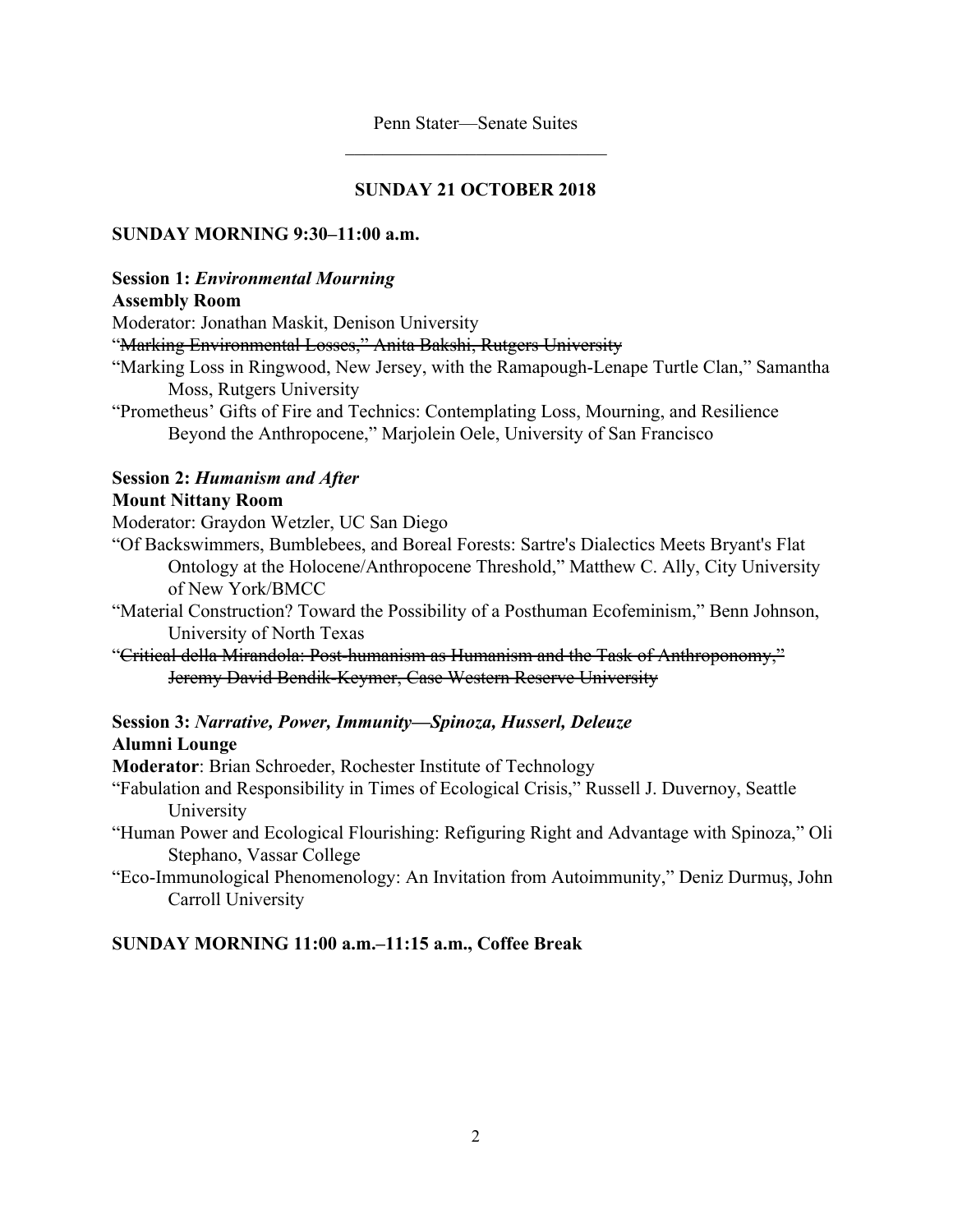Penn Stater—Senate Suites

---

**SUNDAY 21 OCTOBER 2018**

**SUNDAY MORNING 9:30–11:00 a.m.**

**Session 1:** ***Environmental Mourning***
**Assembly Room**

Moderator: Jonathan Maskit, Denison University

~~"Marking Environmental Losses," Anita Bakshi, Rutgers University~~

"Marking Loss in Ringwood, New Jersey, with the Ramapough-Lenape Turtle Clan," Samantha Moss, Rutgers University

"Prometheus' Gifts of Fire and Technics: Contemplating Loss, Mourning, and Resilience Beyond the Anthropocene," Marjolein Oele, University of San Francisco

**Session 2:** ***Humanism and After***
**Mount Nittany Room**

Moderator: Graydon Wetzler, UC San Diego

"Of Backswimmers, Bumblebees, and Boreal Forests: Sartre's Dialectics Meets Bryant's Flat Ontology at the Holocene/Anthropocene Threshold," Matthew C. Ally, City University of New York/BMCC

"Material Construction? Toward the Possibility of a Posthuman Ecofeminism," Benn Johnson, University of North Texas

~~"Critical della Mirandola: Post-humanism as Humanism and the Task of Anthroponomy," Jeremy David Bendik-Keymer, Case Western Reserve University~~

**Session 3:** ***Narrative, Power, Immunity—Spinoza, Husserl, Deleuze***
**Alumni Lounge**

**Moderator**: Brian Schroeder, Rochester Institute of Technology

"Fabulation and Responsibility in Times of Ecological Crisis," Russell J. Duvernoy, Seattle University

"Human Power and Ecological Flourishing: Refiguring Right and Advantage with Spinoza," Oli Stephano, Vassar College

"Eco-Immunological Phenomenology: An Invitation from Autoimmunity," Deniz Durmuş, John Carroll University

**SUNDAY MORNING 11:00 a.m.–11:15 a.m., Coffee Break**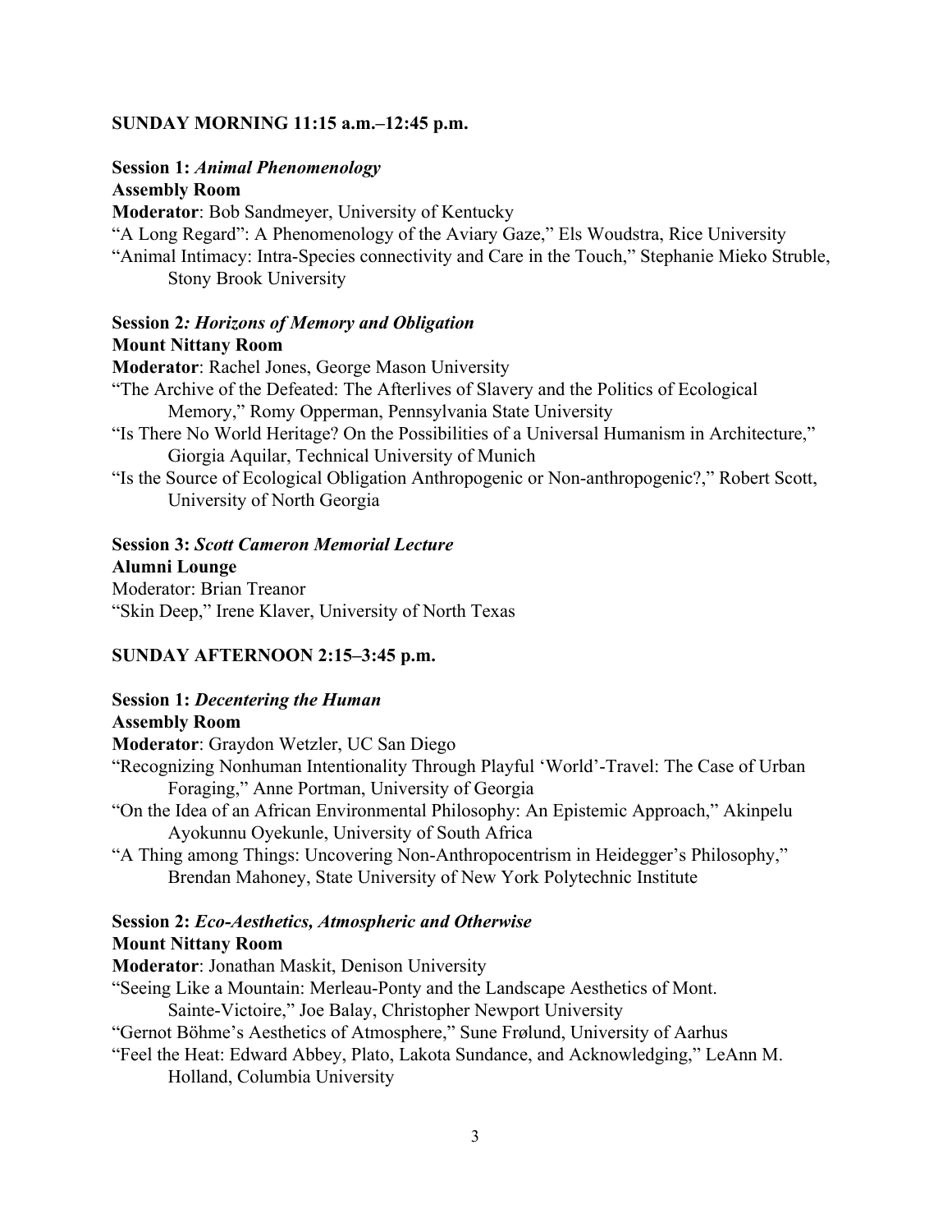**SUNDAY MORNING 11:15 a.m.–12:45 p.m.**

**Session 1:** ***Animal Phenomenology***
**Assembly Room**
**Moderator**: Bob Sandmeyer, University of Kentucky
"A Long Regard": A Phenomenology of the Aviary Gaze," Els Woudstra, Rice University
"Animal Intimacy: Intra-Species connectivity and Care in the Touch," Stephanie Mieko Struble, Stony Brook University

**Session 2*: Horizons of Memory and Obligation***
**Mount Nittany Room**
**Moderator**: Rachel Jones, George Mason University
"The Archive of the Defeated: The Afterlives of Slavery and the Politics of Ecological Memory," Romy Opperman, Pennsylvania State University
"Is There No World Heritage? On the Possibilities of a Universal Humanism in Architecture," Giorgia Aquilar, Technical University of Munich
"Is the Source of Ecological Obligation Anthropogenic or Non-anthropogenic?," Robert Scott, University of North Georgia

**Session 3:** ***Scott Cameron Memorial Lecture***
**Alumni Lounge**
Moderator: Brian Treanor
"Skin Deep," Irene Klaver, University of North Texas

**SUNDAY AFTERNOON 2:15–3:45 p.m.**

**Session 1:** ***Decentering the Human***
**Assembly Room**
**Moderator**: Graydon Wetzler, UC San Diego
"Recognizing Nonhuman Intentionality Through Playful 'World'-Travel: The Case of Urban Foraging," Anne Portman, University of Georgia
"On the Idea of an African Environmental Philosophy: An Epistemic Approach," Akinpelu Ayokunnu Oyekunle, University of South Africa
"A Thing among Things: Uncovering Non-Anthropocentrism in Heidegger's Philosophy," Brendan Mahoney, State University of New York Polytechnic Institute

**Session 2:** ***Eco-Aesthetics, Atmospheric and Otherwise***
**Mount Nittany Room**
**Moderator**: Jonathan Maskit, Denison University
"Seeing Like a Mountain: Merleau-Ponty and the Landscape Aesthetics of Mont. Sainte-Victoire," Joe Balay, Christopher Newport University
"Gernot Böhme's Aesthetics of Atmosphere," Sune Frølund, University of Aarhus
"Feel the Heat: Edward Abbey, Plato, Lakota Sundance, and Acknowledging," LeAnn M. Holland, Columbia University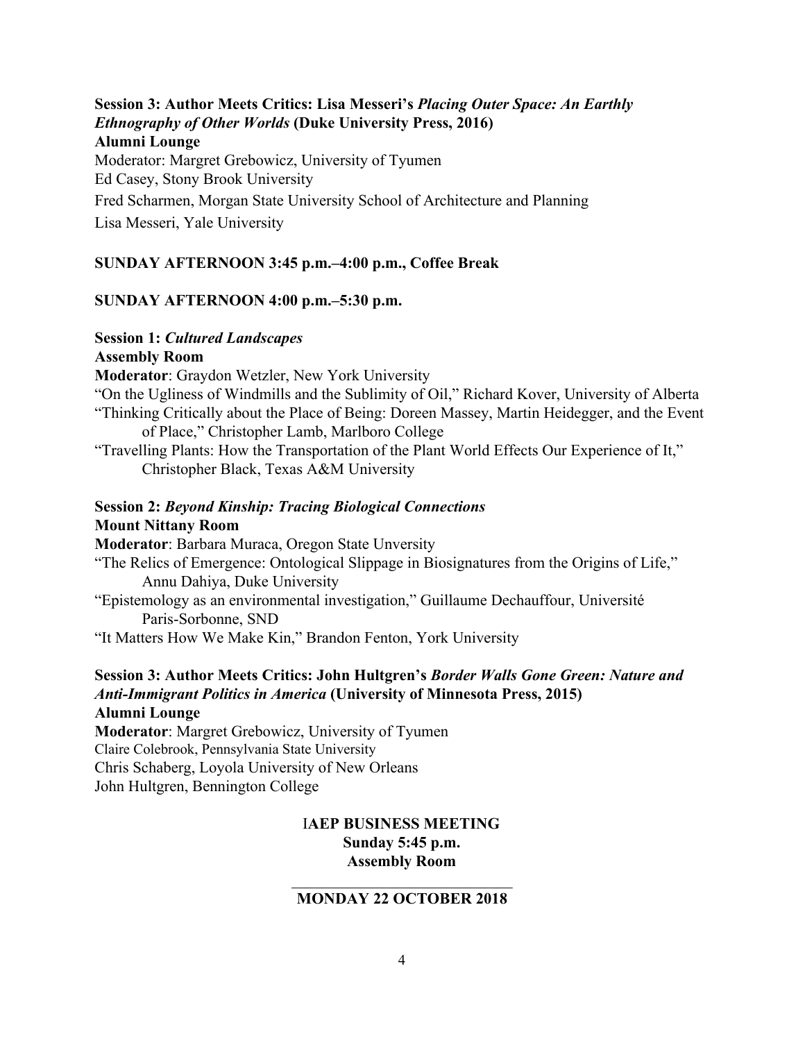**Session 3: Author Meets Critics: Lisa Messeri's *Placing Outer Space: An Earthly Ethnography of Other Worlds* (Duke University Press, 2016)**
**Alumni Lounge**
Moderator: Margret Grebowicz, University of Tyumen
Ed Casey, Stony Brook University
Fred Scharmen, Morgan State University School of Architecture and Planning
Lisa Messeri, Yale University

**SUNDAY AFTERNOON 3:45 p.m.–4:00 p.m., Coffee Break**

**SUNDAY AFTERNOON 4:00 p.m.–5:30 p.m.**

**Session 1: *Cultured Landscapes***
**Assembly Room**
**Moderator**: Graydon Wetzler, New York University
"On the Ugliness of Windmills and the Sublimity of Oil," Richard Kover, University of Alberta
"Thinking Critically about the Place of Being: Doreen Massey, Martin Heidegger, and the Event of Place," Christopher Lamb, Marlboro College
"Travelling Plants: How the Transportation of the Plant World Effects Our Experience of It," Christopher Black, Texas A&M University

**Session 2: *Beyond Kinship: Tracing Biological Connections***
**Mount Nittany Room**
**Moderator**: Barbara Muraca, Oregon State Unversity
"The Relics of Emergence: Ontological Slippage in Biosignatures from the Origins of Life," Annu Dahiya, Duke University
"Epistemology as an environmental investigation," Guillaume Dechauffour, Université Paris-Sorbonne, SND
"It Matters How We Make Kin," Brandon Fenton, York University

**Session 3: Author Meets Critics: John Hultgren's *Border Walls Gone Green: Nature and Anti-Immigrant Politics in America* (University of Minnesota Press, 2015)**
**Alumni Lounge**
**Moderator**: Margret Grebowicz, University of Tyumen
Claire Colebrook, Pennsylvania State University
Chris Schaberg, Loyola University of New Orleans
John Hultgren, Bennington College

**IAEP BUSINESS MEETING**
**Sunday 5:45 p.m.**
**Assembly Room**

---

**MONDAY 22 OCTOBER 2018**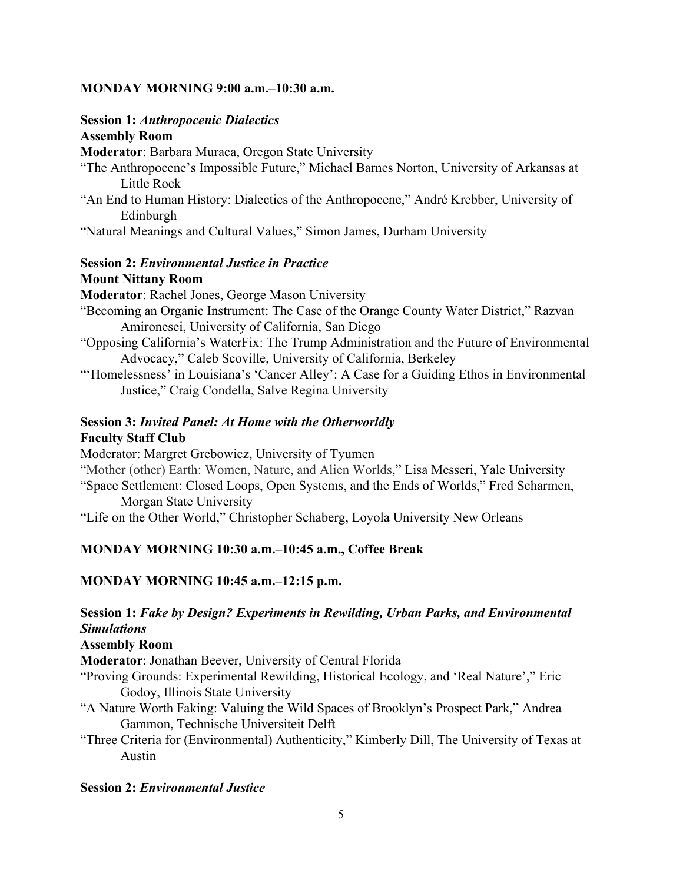**MONDAY MORNING 9:00 a.m.–10:30 a.m.**

**Session 1:** ***Anthropocenic Dialectics***
**Assembly Room**
**Moderator**: Barbara Muraca, Oregon State University

"The Anthropocene's Impossible Future," Michael Barnes Norton, University of Arkansas at Little Rock

"An End to Human History: Dialectics of the Anthropocene," André Krebber, University of Edinburgh

"Natural Meanings and Cultural Values," Simon James, Durham University

**Session 2:** ***Environmental Justice in Practice***
**Mount Nittany Room**
**Moderator**: Rachel Jones, George Mason University

"Becoming an Organic Instrument: The Case of the Orange County Water District," Razvan Amironesei, University of California, San Diego

"Opposing California's WaterFix: The Trump Administration and the Future of Environmental Advocacy," Caleb Scoville, University of California, Berkeley

"'Homelessness' in Louisiana's 'Cancer Alley': A Case for a Guiding Ethos in Environmental Justice," Craig Condella, Salve Regina University

**Session 3:** ***Invited Panel: At Home with the Otherworldly***
**Faculty Staff Club**
Moderator: Margret Grebowicz, University of Tyumen

"Mother (other) Earth: Women, Nature, and Alien Worlds," Lisa Messeri, Yale University

"Space Settlement: Closed Loops, Open Systems, and the Ends of Worlds," Fred Scharmen, Morgan State University

"Life on the Other World," Christopher Schaberg, Loyola University New Orleans

**MONDAY MORNING 10:30 a.m.–10:45 a.m., Coffee Break**

**MONDAY MORNING 10:45 a.m.–12:15 p.m.**

**Session 1:** ***Fake by Design? Experiments in Rewilding, Urban Parks, and Environmental Simulations***
**Assembly Room**
**Moderator**: Jonathan Beever, University of Central Florida

"Proving Grounds: Experimental Rewilding, Historical Ecology, and 'Real Nature'," Eric Godoy, Illinois State University

"A Nature Worth Faking: Valuing the Wild Spaces of Brooklyn's Prospect Park," Andrea Gammon, Technische Universiteit Delft

"Three Criteria for (Environmental) Authenticity," Kimberly Dill, The University of Texas at Austin

**Session 2:** ***Environmental Justice***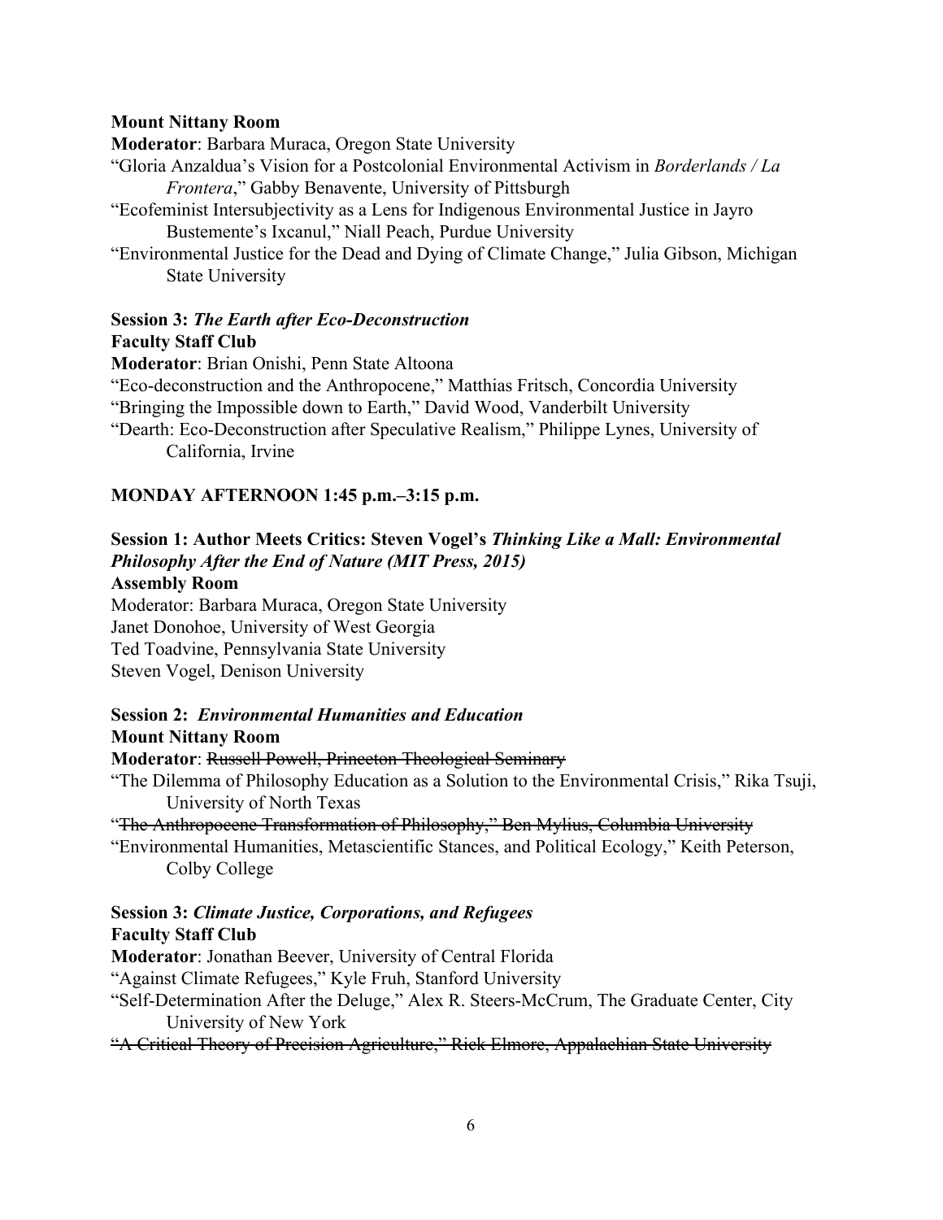**Mount Nittany Room**

**Moderator**: Barbara Muraca, Oregon State University

"Gloria Anzaldua's Vision for a Postcolonial Environmental Activism in *Borderlands / La Frontera*," Gabby Benavente, University of Pittsburgh

"Ecofeminist Intersubjectivity as a Lens for Indigenous Environmental Justice in Jayro Bustemente's Ixcanul," Niall Peach, Purdue University

"Environmental Justice for the Dead and Dying of Climate Change," Julia Gibson, Michigan State University

**Session 3:** ***The Earth after Eco-Deconstruction***

**Faculty Staff Club**

**Moderator**: Brian Onishi, Penn State Altoona

"Eco-deconstruction and the Anthropocene," Matthias Fritsch, Concordia University

"Bringing the Impossible down to Earth," David Wood, Vanderbilt University

"Dearth: Eco-Deconstruction after Speculative Realism," Philippe Lynes, University of California, Irvine

**MONDAY AFTERNOON 1:45 p.m.–3:15 p.m.**

**Session 1: Author Meets Critics: Steven Vogel's** ***Thinking Like a Mall: Environmental Philosophy After the End of Nature (MIT Press, 2015)***

**Assembly Room**

Moderator: Barbara Muraca, Oregon State University

Janet Donohoe, University of West Georgia

Ted Toadvine, Pennsylvania State University

Steven Vogel, Denison University

**Session 2:** ***Environmental Humanities and Education***

**Mount Nittany Room**

**Moderator**: ~~Russell Powell, Princeton Theological Seminary~~

"The Dilemma of Philosophy Education as a Solution to the Environmental Crisis," Rika Tsuji, University of North Texas

~~"The Anthropocene Transformation of Philosophy," Ben Mylius, Columbia University~~

"Environmental Humanities, Metascientific Stances, and Political Ecology," Keith Peterson, Colby College

**Session 3:** ***Climate Justice, Corporations, and Refugees***

**Faculty Staff Club**

**Moderator**: Jonathan Beever, University of Central Florida

"Against Climate Refugees," Kyle Fruh, Stanford University

"Self-Determination After the Deluge," Alex R. Steers-McCrum, The Graduate Center, City University of New York

~~"A Critical Theory of Precision Agriculture," Rick Elmore, Appalachian State University~~